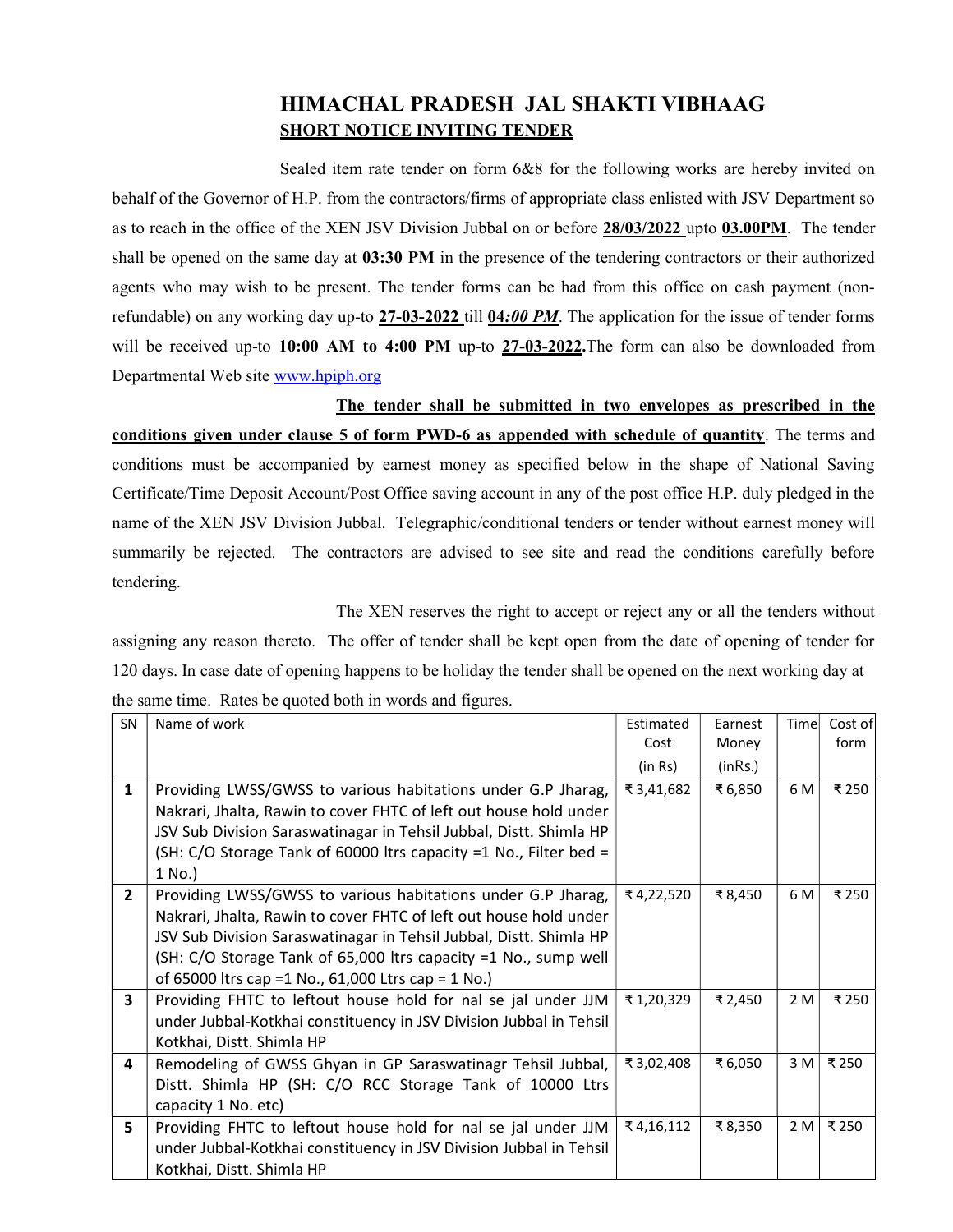# HIMACHAL PRADESH JAL SHAKTI VIBHAAG

## SHORT NOTICE INVITING TENDER

Sealed item rate tender on form 6&8 for the following works are hereby invited on behalf of the Governor of H.P. from the contractors/firms of appropriate class enlisted with JSV Department so as to reach in the office of the XEN JSV Division Jubbal on or before **28/03/2022** upto **03.00PM**. The tender shall be opened on the same day at **03:30 PM** in the presence of the tendering contractors or their authorized agents who may wish to be present. The tender forms can be had from this office on cash payment (non-refundable) on any working day up-to **27-03-2022** till **04*:00 PM***. The application for the issue of tender forms will be received up-to **10:00 AM to 4:00 PM** up-to **27-03-2022**.The form can also be downloaded from Departmental Web site www.hpiph.org

**The tender shall be submitted in two envelopes as prescribed in the conditions given under clause 5 of form PWD-6 as appended with schedule of quantity**. The terms and conditions must be accompanied by earnest money as specified below in the shape of National Saving Certificate/Time Deposit Account/Post Office saving account in any of the post office H.P. duly pledged in the name of the XEN JSV Division Jubbal. Telegraphic/conditional tenders or tender without earnest money will summarily be rejected. The contractors are advised to see site and read the conditions carefully before tendering.

The XEN reserves the right to accept or reject any or all the tenders without assigning any reason thereto. The offer of tender shall be kept open from the date of opening of tender for 120 days. In case date of opening happens to be holiday the tender shall be opened on the next working day at the same time. Rates be quoted both in words and figures.

| SN | Name of work | Estimated Cost (in Rs) | Earnest Money (inRs.) | Time | Cost of form |
|---|---|---|---|---|---|
| **1** | Providing LWSS/GWSS to various habitations under G.P Jharag, Nakrari, Jhalta, Rawin to cover FHTC of left out house hold under JSV Sub Division Saraswatinagar in Tehsil Jubbal, Distt. Shimla HP (SH: C/O Storage Tank of 60000 ltrs capacity =1 No., Filter bed = 1 No.) | ₹3,41,682 | ₹6,850 | 6 M | ₹250 |
| **2** | Providing LWSS/GWSS to various habitations under G.P Jharag, Nakrari, Jhalta, Rawin to cover FHTC of left out house hold under JSV Sub Division Saraswatinagar in Tehsil Jubbal, Distt. Shimla HP (SH: C/O Storage Tank of 65,000 ltrs capacity =1 No., sump well of 65000 ltrs cap =1 No., 61,000 Ltrs cap = 1 No.) | ₹4,22,520 | ₹8,450 | 6 M | ₹250 |
| **3** | Providing FHTC to leftout house hold for nal se jal under JJM under Jubbal-Kotkhai constituency in JSV Division Jubbal in Tehsil Kotkhai, Distt. Shimla HP | ₹1,20,329 | ₹2,450 | 2 M | ₹250 |
| **4** | Remodeling of GWSS Ghyan in GP Saraswatinagr Tehsil Jubbal, Distt. Shimla HP (SH: C/O RCC Storage Tank of 10000 Ltrs capacity 1 No. etc) | ₹3,02,408 | ₹6,050 | 3 M | ₹250 |
| **5** | Providing FHTC to leftout house hold for nal se jal under JJM under Jubbal-Kotkhai constituency in JSV Division Jubbal in Tehsil Kotkhai, Distt. Shimla HP | ₹4,16,112 | ₹8,350 | 2 M | ₹250 |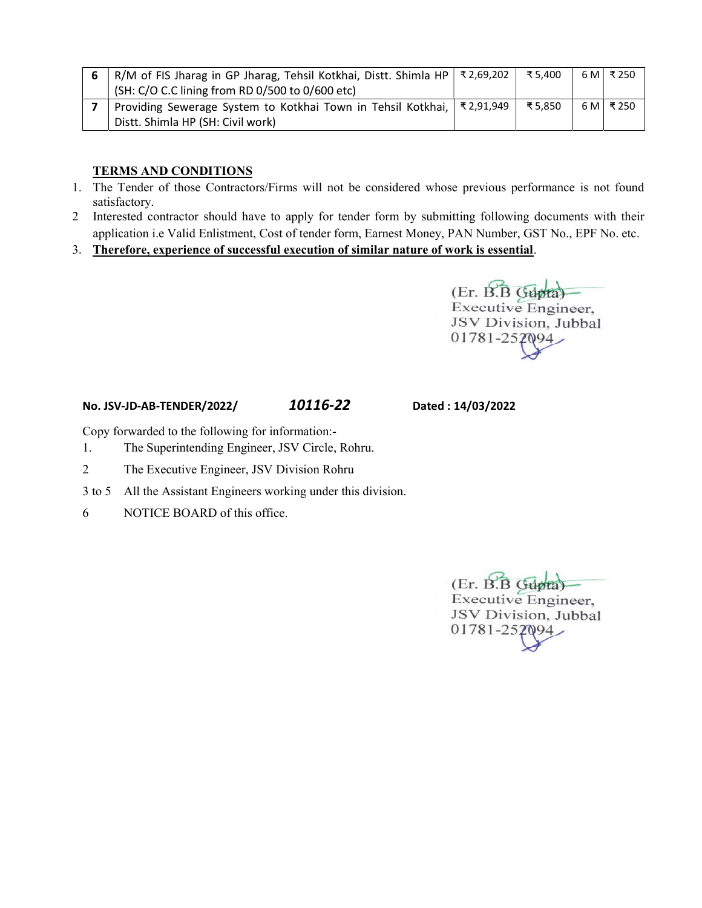| | | | | | |
|---|---|---|---|---|---|
| **6** | R/M of FIS Jharag in GP Jharag, Tehsil Kotkhai, Distt. Shimla HP (SH: C/O C.C lining from RD 0/500 to 0/600 etc) | ₹ 2,69,202 | ₹ 5,400 | 6 M | ₹ 250 |
| **7** | Providing Sewerage System to Kotkhai Town in Tehsil Kotkhai, Distt. Shimla HP (SH: Civil work) | ₹ 2,91,949 | ₹ 5,850 | 6 M | ₹ 250 |

**TERMS AND CONDITIONS**

1. The Tender of those Contractors/Firms will not be considered whose previous performance is not found satisfactory.
2. Interested contractor should have to apply for tender form by submitting following documents with their application i.e Valid Enlistment, Cost of tender form, Earnest Money, PAN Number, GST No., EPF No. etc.
3. **Therefore, experience of successful execution of similar nature of work is essential**.

(Er. B.B Gupta)
Executive Engineer,
JSV Division, Jubbal
01781-252094

**No. JSV-JD-AB-TENDER/2022/** ***10116-22*** **Dated : 14/03/2022**

Copy forwarded to the following for information:-

1. The Superintending Engineer, JSV Circle, Rohru.
2. The Executive Engineer, JSV Division Rohru
3. to 5 All the Assistant Engineers working under this division.
6. NOTICE BOARD of this office.

(Er. B.B Gupta)
Executive Engineer,
JSV Division, Jubbal
01781-252094